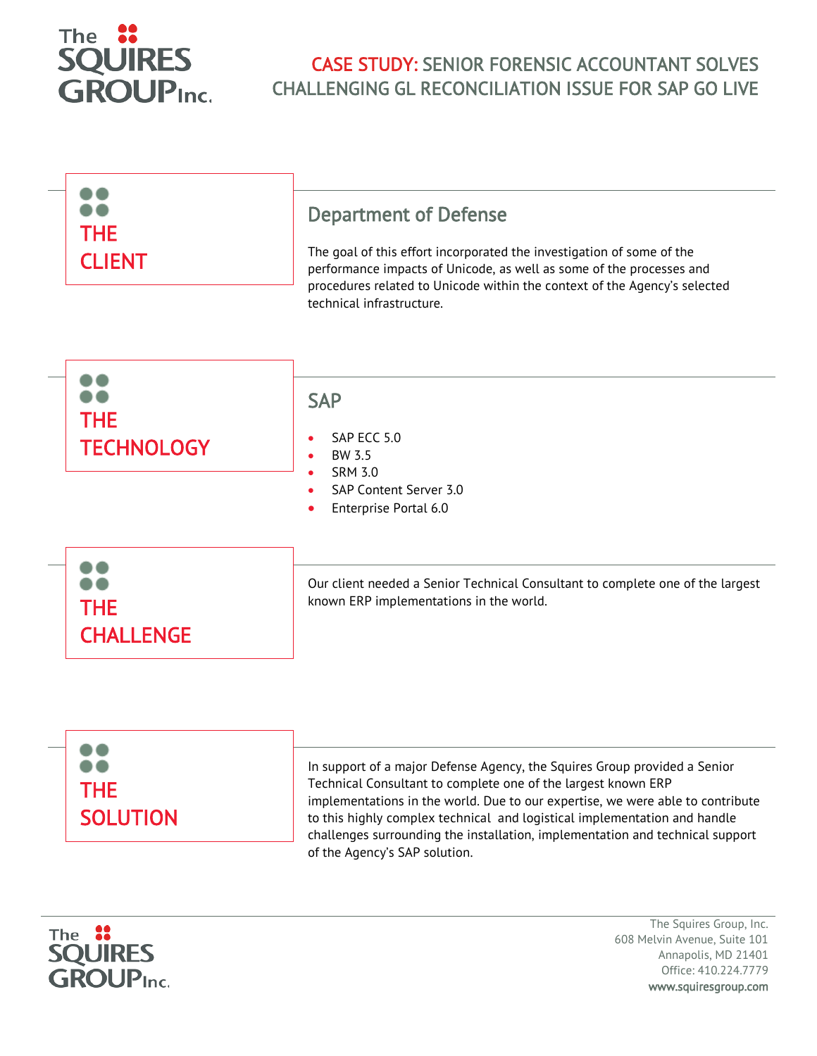# CASE STUDY: SENIOR FORENSIC ACCOUNTANT SOLVES CHALLENGING GL RECONCILIATION ISSUE FOR SAP GO LIVE

## THE CLIENT

### Department of Defense

The goal of this effort incorporated the investigation of some of the performance impacts of Unicode, as well as some of the processes and procedures related to Unicode within the context of the Agency's selected technical infrastructure.

## THE TECHNOLOGY

### SAP

- SAP ECC 5.0
- BW 3.5
- SRM 3.0
- SAP Content Server 3.0
- Enterprise Portal 6.0

## THE CHALLENGE

Our client needed a Senior Technical Consultant to complete one of the largest known ERP implementations in the world.

## THE SOLUTION

In support of a major Defense Agency, the Squires Group provided a Senior Technical Consultant to complete one of the largest known ERP implementations in the world. Due to our expertise, we were able to contribute to this highly complex technical and logistical implementation and handle challenges surrounding the installation, implementation and technical support of the Agency's SAP solution.

The Squires Group, Inc.
608 Melvin Avenue, Suite 101
Annapolis, MD 21401
Office: 410.224.7779
www.squiresgroup.com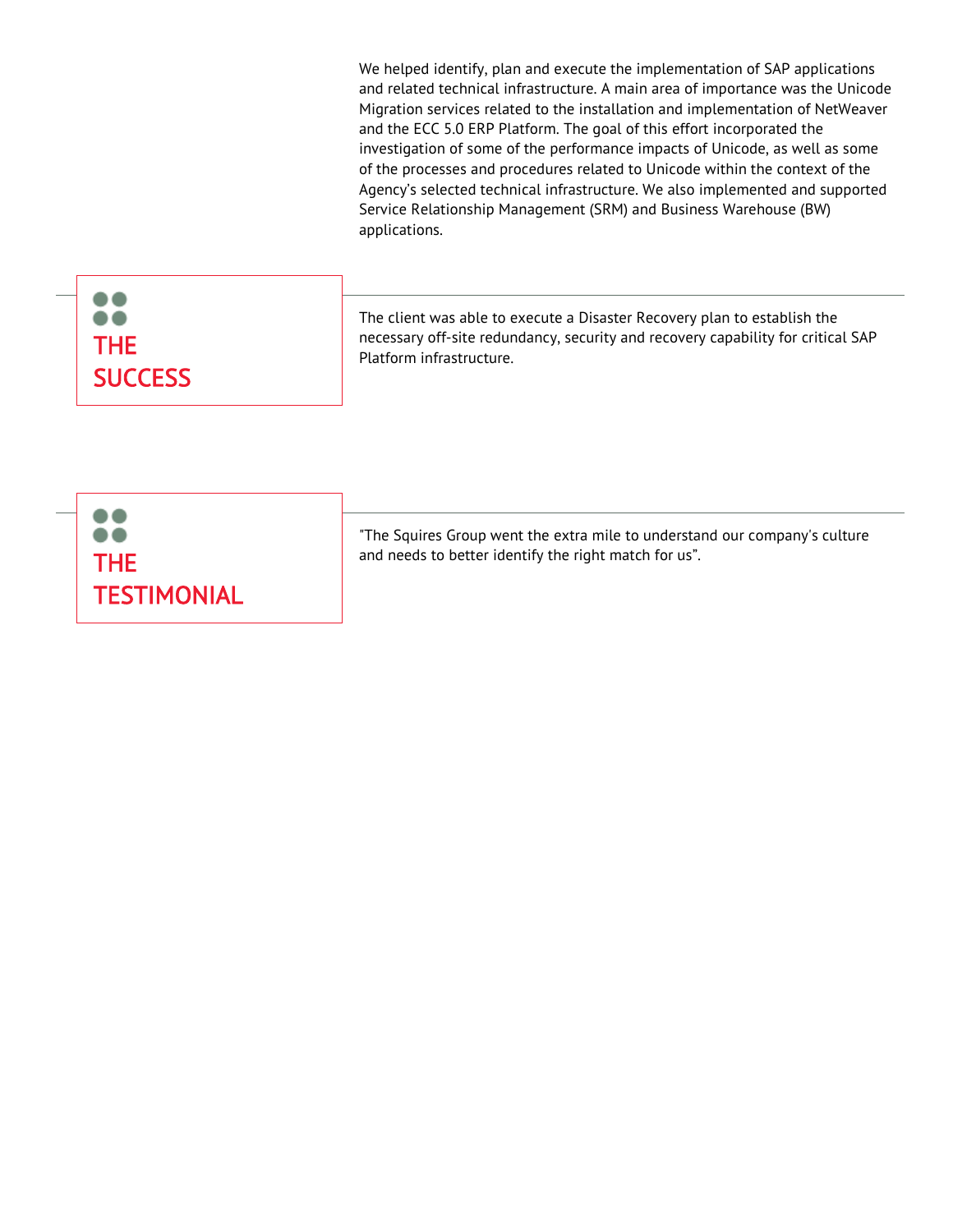We helped identify, plan and execute the implementation of SAP applications and related technical infrastructure. A main area of importance was the Unicode Migration services related to the installation and implementation of NetWeaver and the ECC 5.0 ERP Platform. The goal of this effort incorporated the investigation of some of the performance impacts of Unicode, as well as some of the processes and procedures related to Unicode within the context of the Agency's selected technical infrastructure. We also implemented and supported Service Relationship Management (SRM) and Business Warehouse (BW) applications.

## THE SUCCESS

The client was able to execute a Disaster Recovery plan to establish the necessary off-site redundancy, security and recovery capability for critical SAP Platform infrastructure.

## THE TESTIMONIAL

"The Squires Group went the extra mile to understand our company's culture and needs to better identify the right match for us".